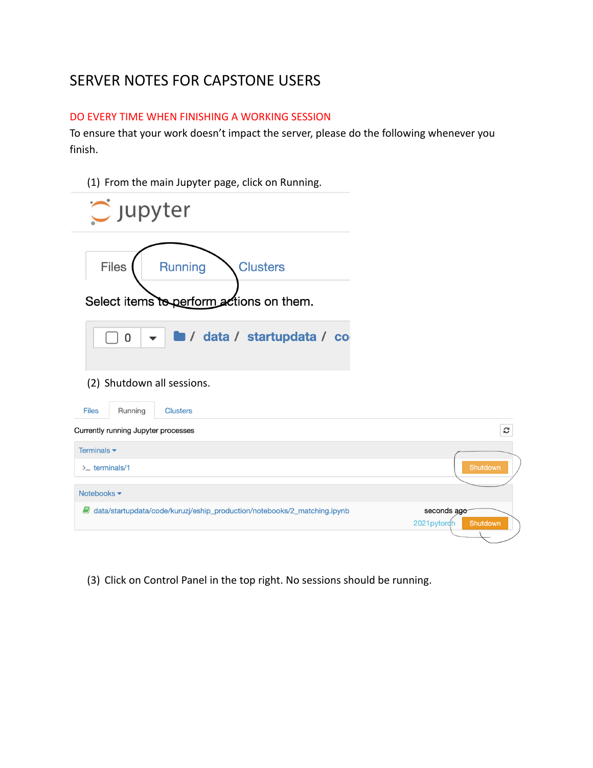# SERVER NOTES FOR CAPSTONE USERS

## DO EVERY TIME WHEN FINISHING A WORKING SESSION

To ensure that your work doesn't impact the server, please do the following whenever you finish.

(1) From the main Jupyter page, click on Running.

(2) Shutdown all sessions.

(3) Click on Control Panel in the top right. No sessions should be running.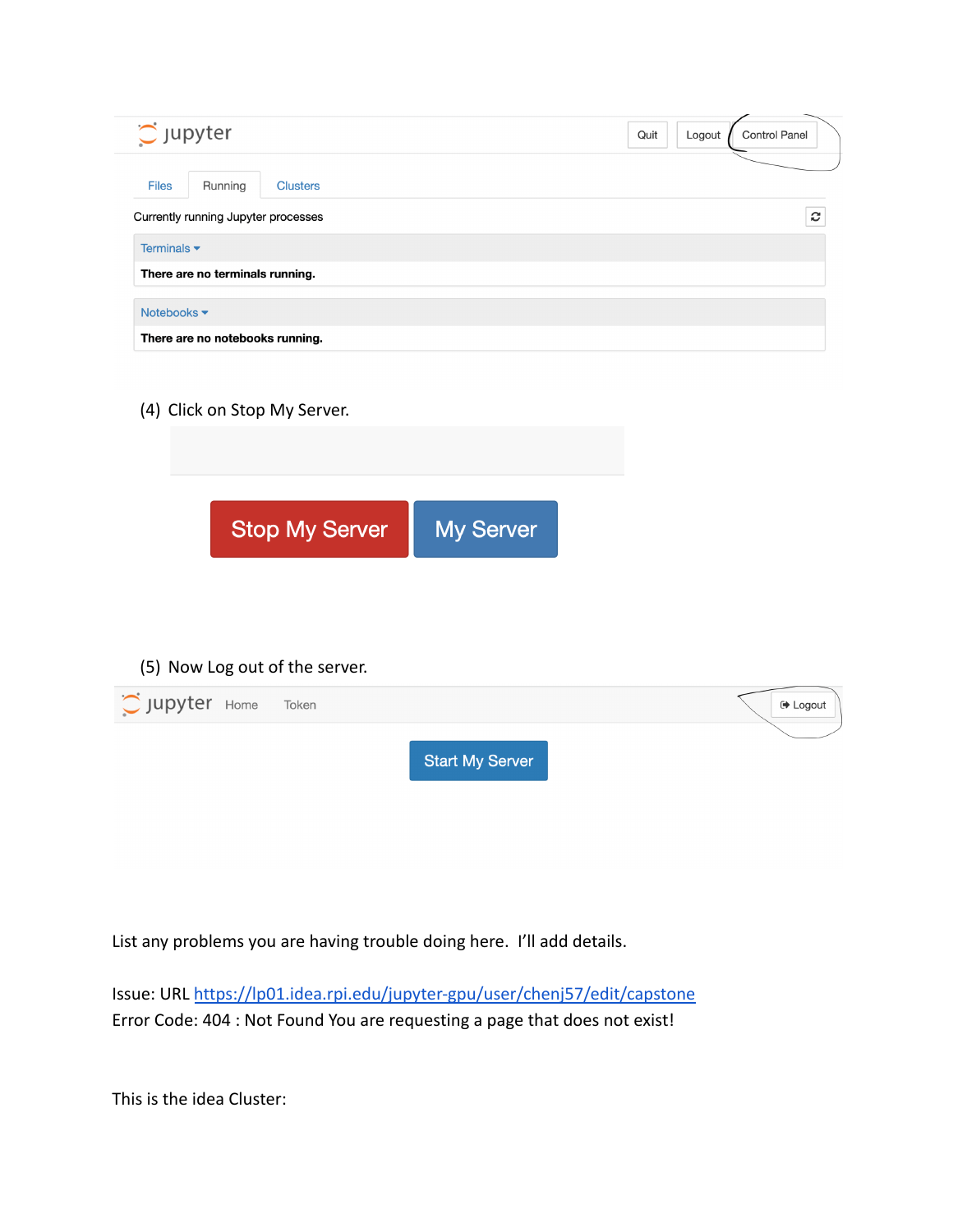(4) Click on Stop My Server.

(5) Now Log out of the server.

List any problems you are having trouble doing here. I'll add details.

Issue: URL [https://lp01.idea.rpi.edu/jupyter-gpu/user/chenj57/edit/capstone](https://lp01.idea.rpi.edu/jupyter-gpu/user/chenj57/edit/capstone)
Error Code: 404 : Not Found You are requesting a page that does not exist!

This is the idea Cluster: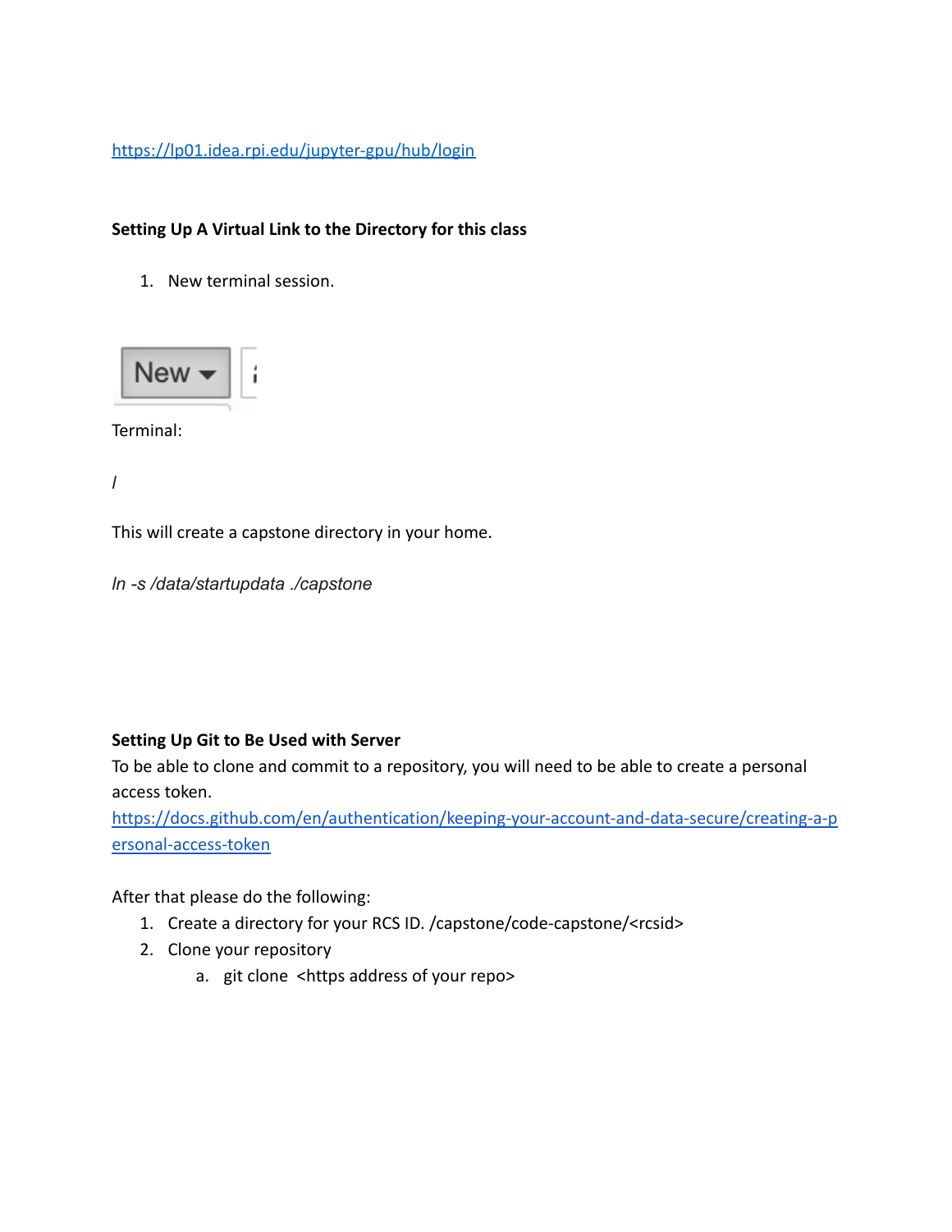https://lp01.idea.rpi.edu/jupyter-gpu/hub/login

**Setting Up A Virtual Link to the Directory for this class**

1. New terminal session.

New ▾

Terminal:

*/*

This will create a capstone directory in your home.

*ln -s /data/startupdata ./capstone*

**Setting Up Git to Be Used with Server**

To be able to clone and commit to a repository, you will need to be able to create a personal access token.

https://docs.github.com/en/authentication/keeping-your-account-and-data-secure/creating-a-personal-access-token

After that please do the following:

1. Create a directory for your RCS ID. /capstone/code-capstone/<rcsid>
2. Clone your repository
   a. git clone <https address of your repo>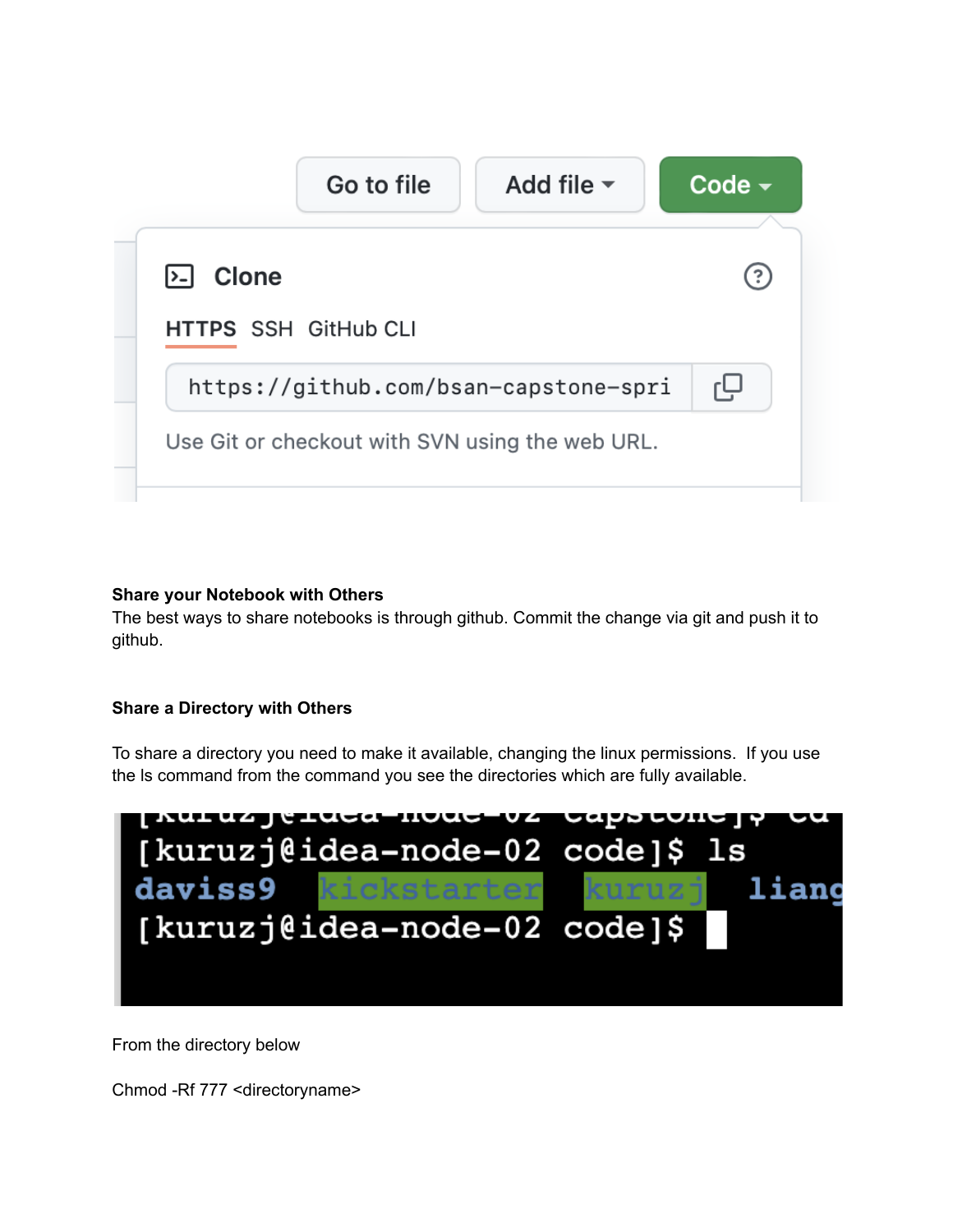Go to file | Add file ▾ | Code ▾

Clone

HTTPS SSH GitHub CLI

```
https://github.com/bsan-capstone-spri
```

Use Git or checkout with SVN using the web URL.

**Share your Notebook with Others**

The best ways to share notebooks is through github. Commit the change via git and push it to github.

**Share a Directory with Others**

To share a directory you need to make it available, changing the linux permissions. If you use the ls command from the command you see the directories which are fully available.

```
[kuruzj@idea-node-02 code]$ ls
daviss9   kickstarter   kuruzj   liang
[kuruzj@idea-node-02 code]$
```

From the directory below

Chmod -Rf 777 <directoryname>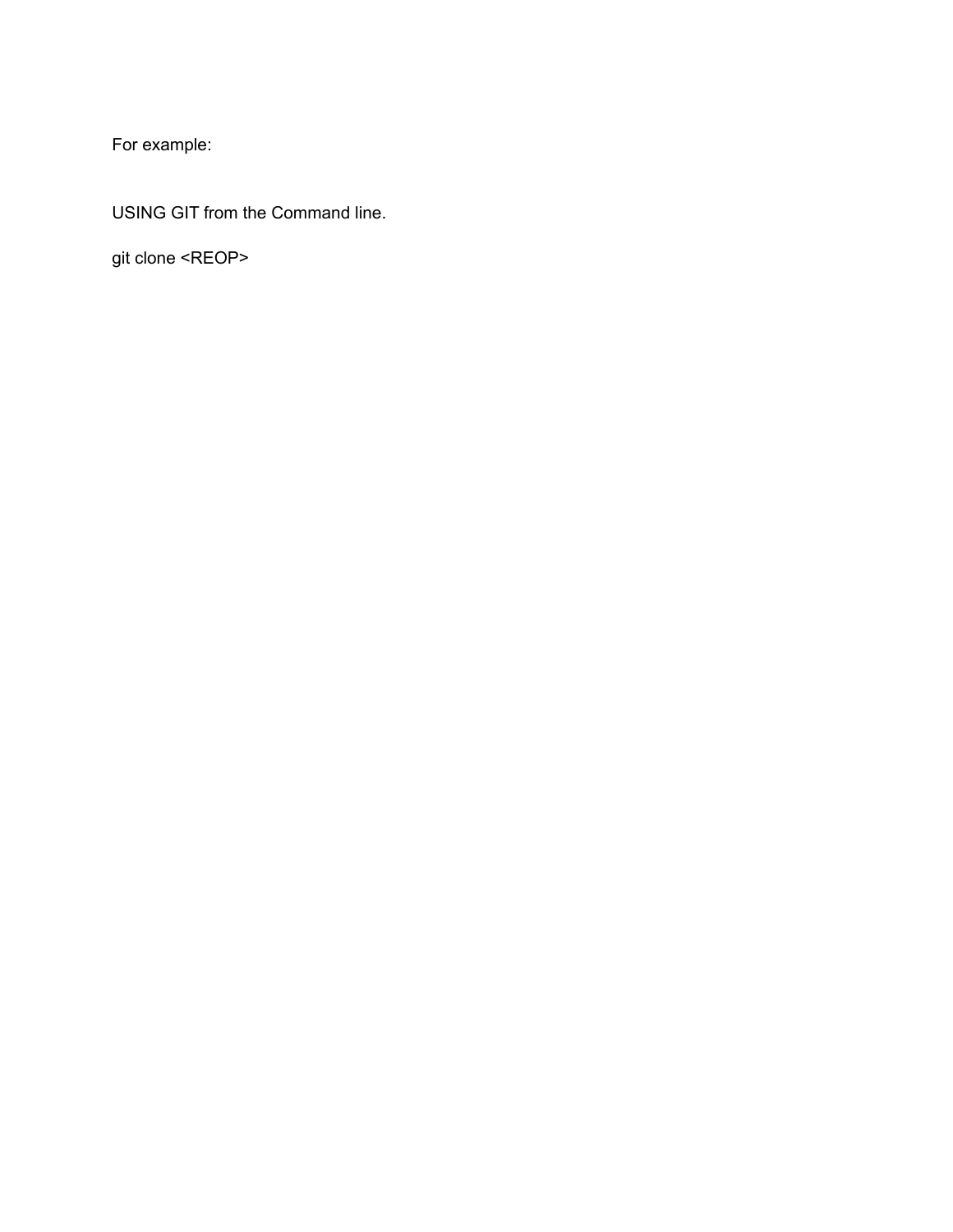For example:

USING GIT from the Command line.

git clone <REOP>